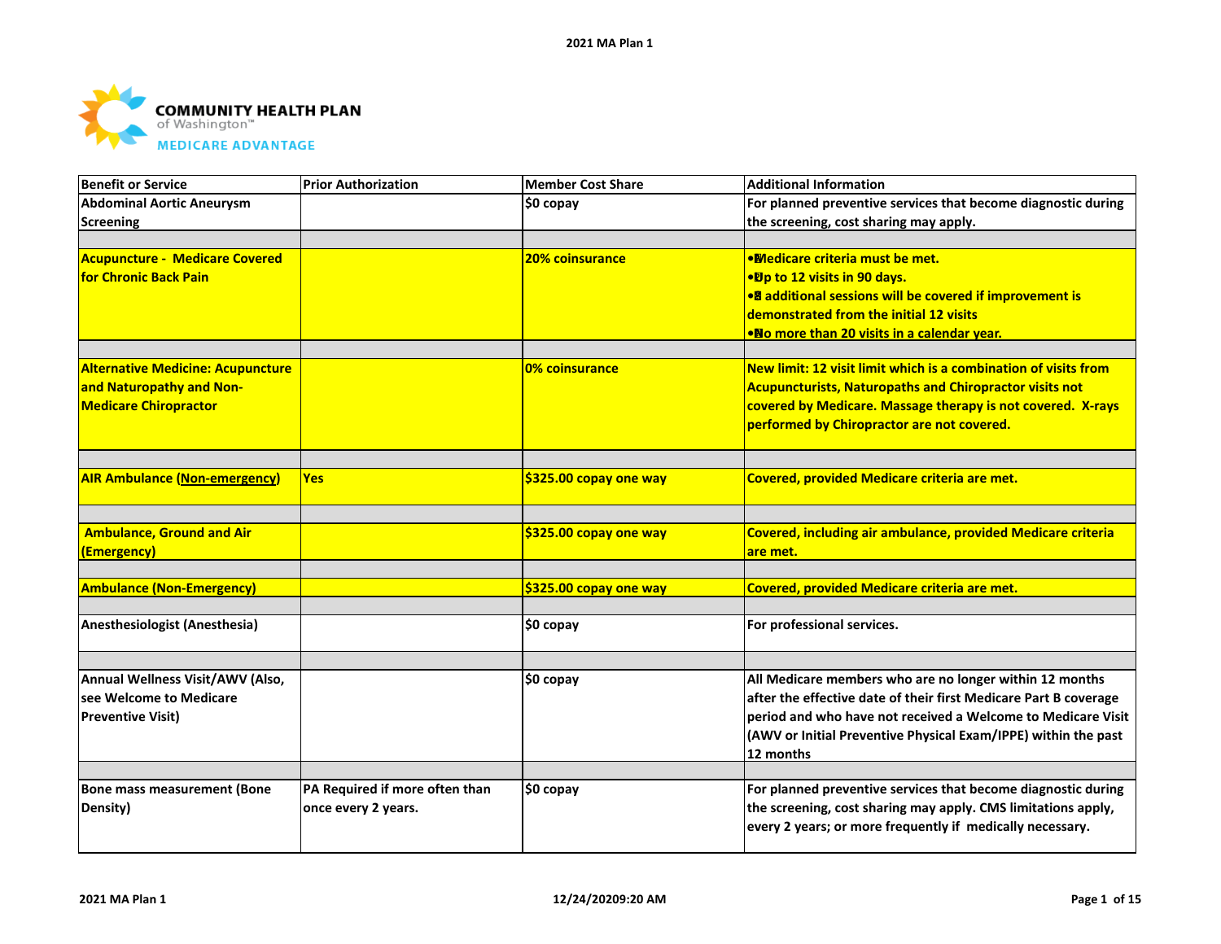COMMUNITY HEALTH PLAN of Washington™ MEDICARE ADVANTAGE

| Benefit or Service | Prior Authorization | Member Cost Share | Additional Information |
|---|---|---|---|
| Abdominal Aortic Aneurysm Screening | | $0 copay | For planned preventive services that become diagnostic during the screening, cost sharing may apply. |
| | | | |
| Acupuncture - Medicare Covered for Chronic Back Pain | | 20% coinsurance | • Medicare criteria must be met.<br>• Up to 12 visits in 90 days.<br>• 8 additional sessions will be covered if improvement is demonstrated from the initial 12 visits<br>• No more than 20 visits in a calendar year. |
| | | | |
| Alternative Medicine: Acupuncture and Naturopathy and Non-Medicare Chiropractor | | 0% coinsurance | New limit: 12 visit limit which is a combination of visits from Acupuncturists, Naturopaths and Chiropractor visits not covered by Medicare. Massage therapy is not covered. X-rays performed by Chiropractor are not covered. |
| | | | |
| AIR Ambulance (Non-emergency) | Yes | $325.00 copay one way | Covered, provided Medicare criteria are met. |
| | | | |
| Ambulance, Ground and Air (Emergency) | | $325.00 copay one way | Covered, including air ambulance, provided Medicare criteria are met. |
| | | | |
| Ambulance (Non-Emergency) | | $325.00 copay one way | Covered, provided Medicare criteria are met. |
| | | | |
| Anesthesiologist (Anesthesia) | | $0 copay | For professional services. |
| | | | |
| Annual Wellness Visit/AWV (Also, see Welcome to Medicare Preventive Visit) | | $0 copay | All Medicare members who are no longer within 12 months after the effective date of their first Medicare Part B coverage period and who have not received a Welcome to Medicare Visit (AWV or Initial Preventive Physical Exam/IPPE) within the past 12 months |
| | | | |
| Bone mass measurement (Bone Density) | PA Required if more often than once every 2 years. | $0 copay | For planned preventive services that become diagnostic during the screening, cost sharing may apply. CMS limitations apply, every 2 years; or more frequently if medically necessary. |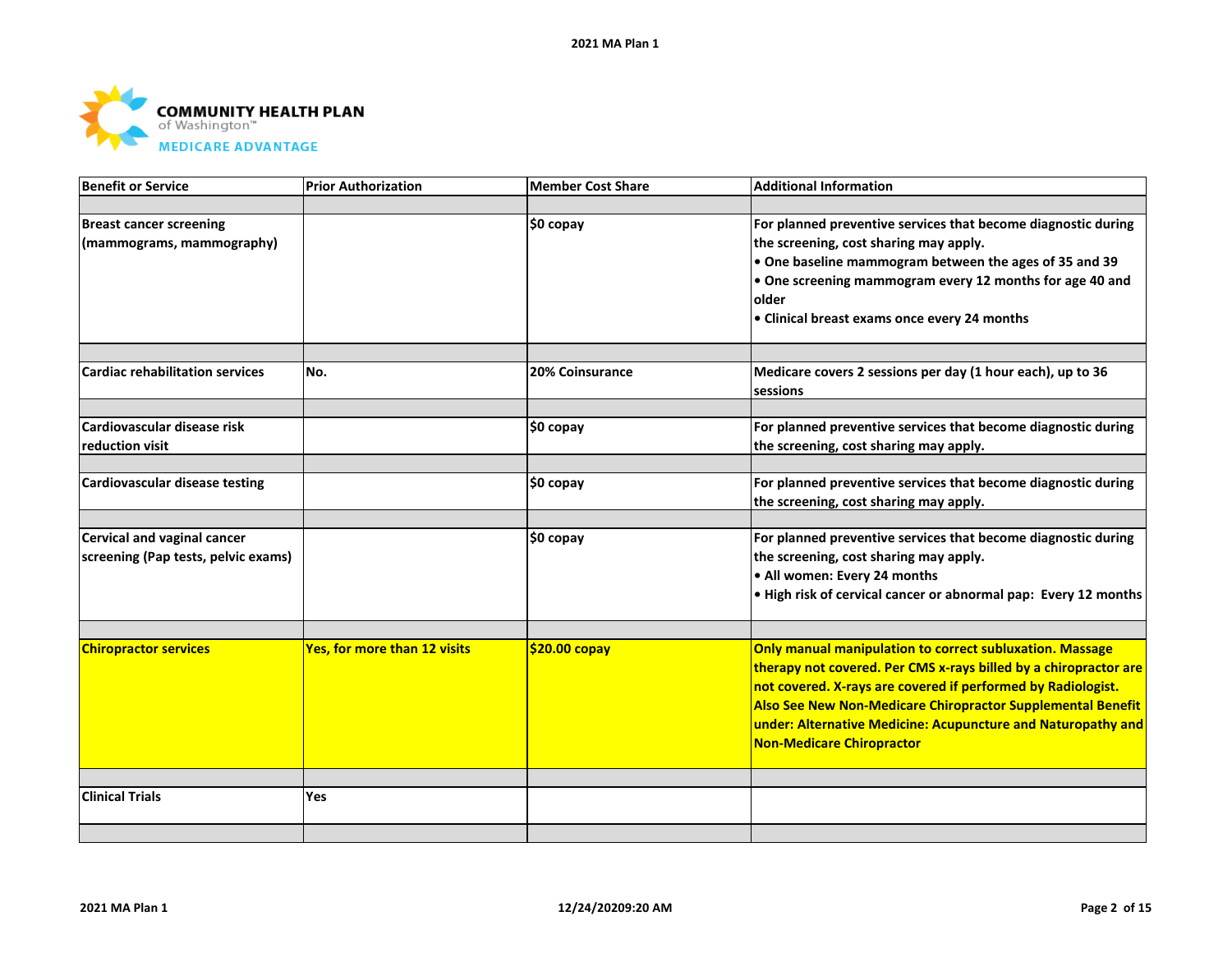COMMUNITY HEALTH PLAN of Washington™ MEDICARE ADVANTAGE

| Benefit or Service | Prior Authorization | Member Cost Share | Additional Information |
|---|---|---|---|
| Breast cancer screening (mammograms, mammography) | | $0 copay | For planned preventive services that become diagnostic during the screening, cost sharing may apply.<br>• One baseline mammogram between the ages of 35 and 39<br>• One screening mammogram every 12 months for age 40 and older<br>• Clinical breast exams once every 24 months |
| Cardiac rehabilitation services | No. | 20% Coinsurance | Medicare covers 2 sessions per day (1 hour each), up to 36 sessions |
| Cardiovascular disease risk reduction visit | | $0 copay | For planned preventive services that become diagnostic during the screening, cost sharing may apply. |
| Cardiovascular disease testing | | $0 copay | For planned preventive services that become diagnostic during the screening, cost sharing may apply. |
| Cervical and vaginal cancer screening (Pap tests, pelvic exams) | | $0 copay | For planned preventive services that become diagnostic during the screening, cost sharing may apply.<br>• All women: Every 24 months<br>• High risk of cervical cancer or abnormal pap: Every 12 months |
| Chiropractor services | Yes, for more than 12 visits | $20.00 copay | Only manual manipulation to correct subluxation. Massage therapy not covered. Per CMS x-rays billed by a chiropractor are not covered. X-rays are covered if performed by Radiologist. Also See New Non-Medicare Chiropractor Supplemental Benefit under: Alternative Medicine: Acupuncture and Naturopathy and Non-Medicare Chiropractor |
| Clinical Trials | Yes | | |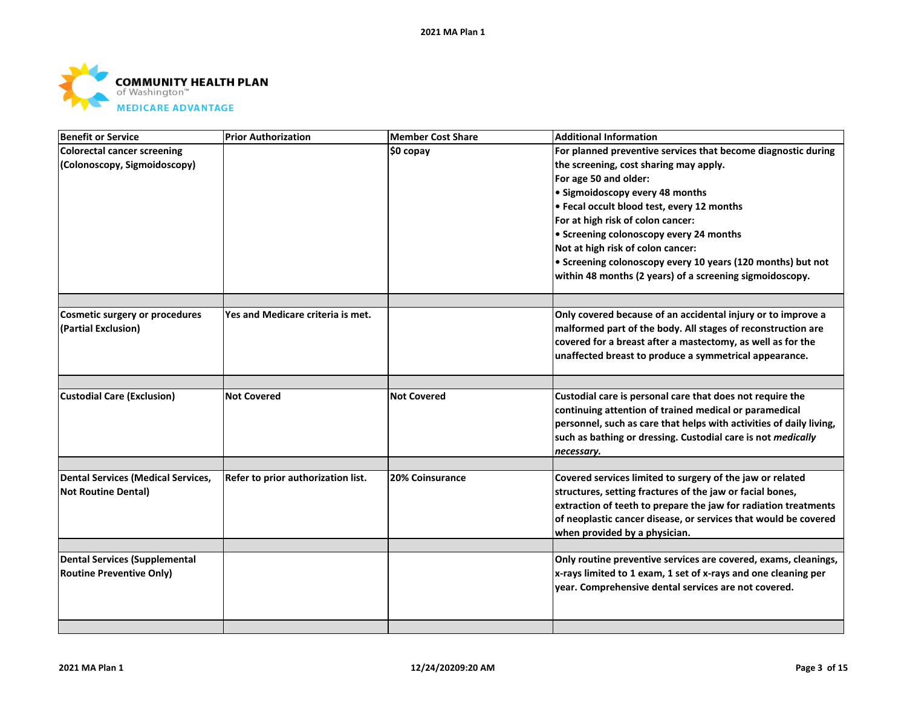| Benefit or Service | Prior Authorization | Member Cost Share | Additional Information |
|---|---|---|---|
| Colorectal cancer screening (Colonoscopy, Sigmoidoscopy) | | $0 copay | For planned preventive services that become diagnostic during the screening, cost sharing may apply.<br>For age 50 and older:<br>• Sigmoidoscopy every 48 months<br>• Fecal occult blood test, every 12 months<br>For at high risk of colon cancer:<br>• Screening colonoscopy every 24 months<br>Not at high risk of colon cancer:<br>• Screening colonoscopy every 10 years (120 months) but not within 48 months (2 years) of a screening sigmoidoscopy. |
| | | | |
| Cosmetic surgery or procedures (Partial Exclusion) | Yes and Medicare criteria is met. | | Only covered because of an accidental injury or to improve a malformed part of the body. All stages of reconstruction are covered for a breast after a mastectomy, as well as for the unaffected breast to produce a symmetrical appearance. |
| | | | |
| Custodial Care (Exclusion) | Not Covered | Not Covered | Custodial care is personal care that does not require the continuing attention of trained medical or paramedical personnel, such as care that helps with activities of daily living, such as bathing or dressing. Custodial care is not *medically necessary.* |
| | | | |
| Dental Services (Medical Services, Not Routine Dental) | Refer to prior authorization list. | 20% Coinsurance | Covered services limited to surgery of the jaw or related structures, setting fractures of the jaw or facial bones, extraction of teeth to prepare the jaw for radiation treatments of neoplastic cancer disease, or services that would be covered when provided by a physician. |
| | | | |
| Dental Services (Supplemental Routine Preventive Only) | | | Only routine preventive services are covered, exams, cleanings, x-rays limited to 1 exam, 1 set of x-rays and one cleaning per year. Comprehensive dental services are not covered. |
| | | | |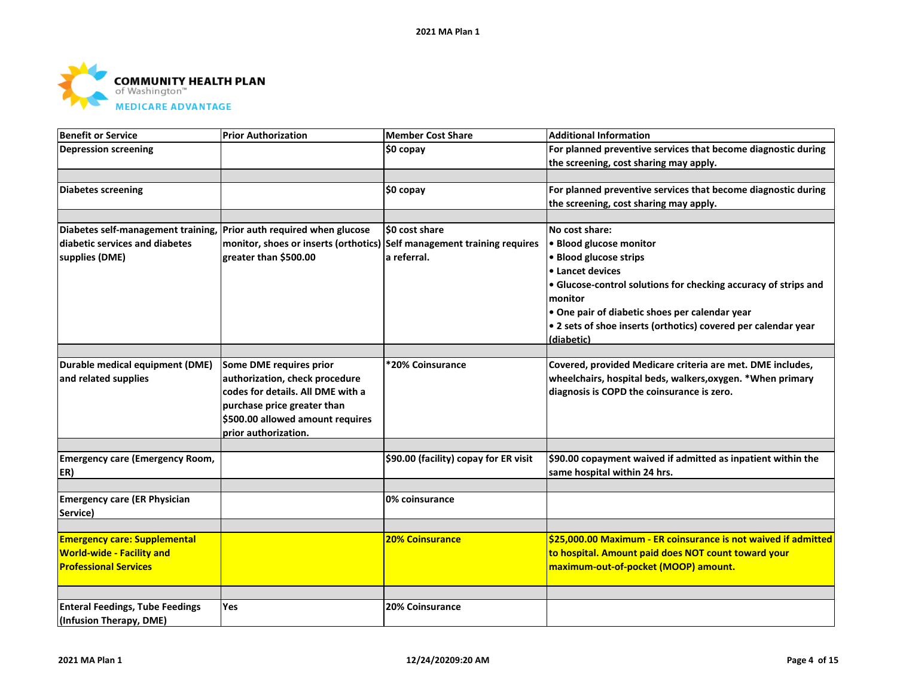**COMMUNITY HEALTH PLAN** of Washington™
**MEDICARE ADVANTAGE**

| Benefit or Service | Prior Authorization | Member Cost Share | Additional Information |
|---|---|---|---|
| **Depression screening** | | **$0 copay** | **For planned preventive services that become diagnostic during the screening, cost sharing may apply.** |
| | | | |
| **Diabetes screening** | | **$0 copay** | **For planned preventive services that become diagnostic during the screening, cost sharing may apply.** |
| | | | |
| **Diabetes self-management training, diabetic services and diabetes supplies (DME)** | **Prior auth required when glucose monitor, shoes or inserts (orthotics) greater than $500.00** | **$0 cost share Self management training requires a referral.** | **No cost share:**<br>**• Blood glucose monitor**<br>**• Blood glucose strips**<br>**• Lancet devices**<br>**• Glucose-control solutions for checking accuracy of strips and monitor**<br>**• One pair of diabetic shoes per calendar year**<br>**• 2 sets of shoe inserts (orthotics) covered per calendar year (diabetic)** |
| | | | |
| **Durable medical equipment (DME) and related supplies** | **Some DME requires prior authorization, check procedure codes for details. All DME with a purchase price greater than $500.00 allowed amount requires prior authorization.** | **\*20% Coinsurance** | **Covered, provided Medicare criteria are met. DME includes, wheelchairs, hospital beds, walkers,oxygen. \*When primary diagnosis is COPD the coinsurance is zero.** |
| | | | |
| **Emergency care (Emergency Room, ER)** | | **$90.00 (facility) copay for ER visit** | **$90.00 copayment waived if admitted as inpatient within the same hospital within 24 hrs.** |
| | | | |
| **Emergency care (ER Physician Service)** | | **0% coinsurance** | |
| | | | |
| **Emergency care: Supplemental World-wide - Facility and Professional Services** | | **20% Coinsurance** | **$25,000.00 Maximum - ER coinsurance is not waived if admitted to hospital. Amount paid does NOT count toward your maximum-out-of-pocket (MOOP) amount.** |
| | | | |
| **Enteral Feedings, Tube Feedings (Infusion Therapy, DME)** | **Yes** | **20% Coinsurance** | |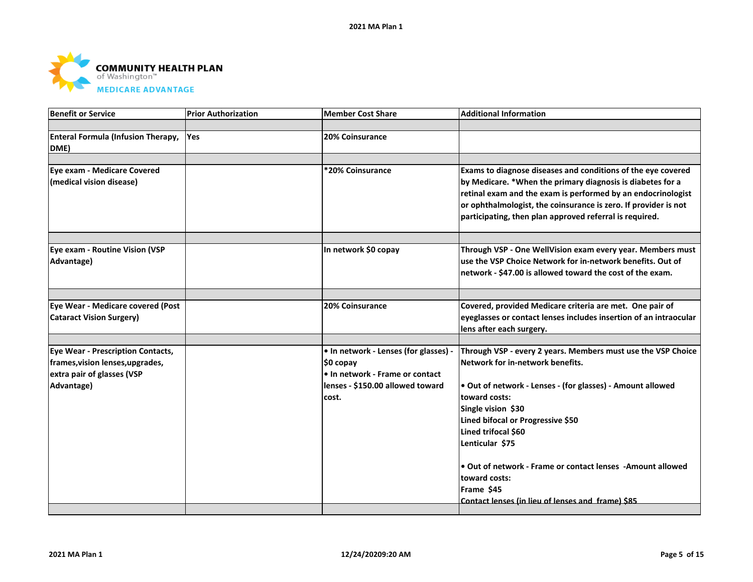**COMMUNITY HEALTH PLAN** of Washington™
**MEDICARE ADVANTAGE**

| Benefit or Service | Prior Authorization | Member Cost Share | Additional Information |
|---|---|---|---|
| Enteral Formula (Infusion Therapy, DME) | Yes | 20% Coinsurance | |
| Eye exam - Medicare Covered (medical vision disease) | | *20% Coinsurance | Exams to diagnose diseases and conditions of the eye covered by Medicare. *When the primary diagnosis is diabetes for a retinal exam and the exam is performed by an endocrinologist or ophthalmologist, the coinsurance is zero. If provider is not participating, then plan approved referral is required. |
| Eye exam - Routine Vision (VSP Advantage) | | In network $0 copay | Through VSP - One WellVision exam every year. Members must use the VSP Choice Network for in-network benefits. Out of network - $47.00 is allowed toward the cost of the exam. |
| Eye Wear - Medicare covered (Post Cataract Vision Surgery) | | 20% Coinsurance | Covered, provided Medicare criteria are met. One pair of eyeglasses or contact lenses includes insertion of an intraocular lens after each surgery. |
| Eye Wear - Prescription Contacts, frames,vision lenses,upgrades, extra pair of glasses (VSP Advantage) | | • In network - Lenses (for glasses) - $0 copay<br>• In network - Frame or contact lenses - $150.00 allowed toward cost. | Through VSP - every 2 years. Members must use the VSP Choice Network for in-network benefits.<br><br>• Out of network - Lenses - (for glasses) - Amount allowed toward costs:<br>Single vision $30<br>Lined bifocal or Progressive $50<br>Lined trifocal $60<br>Lenticular $75<br><br>• Out of network - Frame or contact lenses -Amount allowed toward costs:<br>Frame $45<br>Contact lenses (in lieu of lenses and frame) $85 |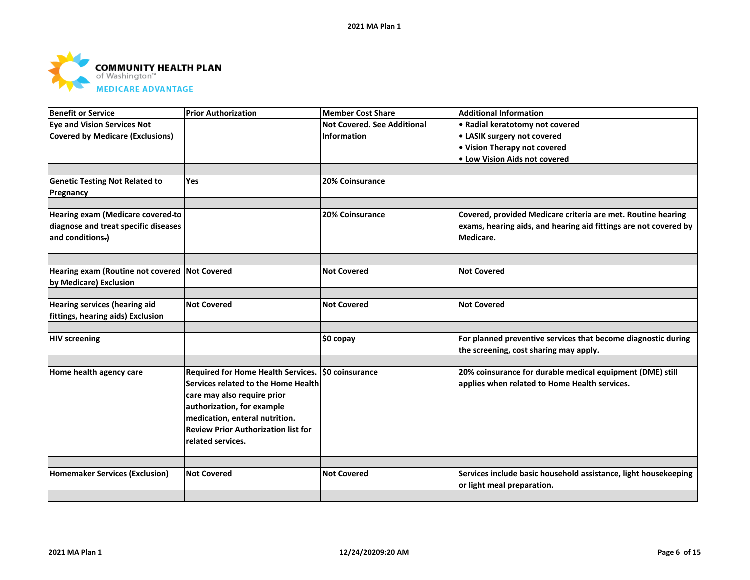COMMUNITY HEALTH PLAN of Washington™ MEDICARE ADVANTAGE

| Benefit or Service | Prior Authorization | Member Cost Share | Additional Information |
| --- | --- | --- | --- |
| Eye and Vision Services Not Covered by Medicare (Exclusions) | | Not Covered. See Additional Information | • Radial keratotomy not covered<br>• LASIK surgery not covered<br>• Vision Therapy not covered<br>• Low Vision Aids not covered |
| Genetic Testing Not Related to Pregnancy | Yes | 20% Coinsurance | |
| Hearing exam (Medicare covered-to diagnose and treat specific diseases and conditions.) | | 20% Coinsurance | Covered, provided Medicare criteria are met. Routine hearing exams, hearing aids, and hearing aid fittings are not covered by Medicare. |
| Hearing exam (Routine not covered by Medicare) Exclusion | Not Covered | Not Covered | Not Covered |
| Hearing services (hearing aid fittings, hearing aids) Exclusion | Not Covered | Not Covered | Not Covered |
| HIV screening | | $0 copay | For planned preventive services that become diagnostic during the screening, cost sharing may apply. |
| Home health agency care | Required for Home Health Services. Services related to the Home Health care may also require prior authorization, for example medication, enteral nutrition. Review Prior Authorization list for related services. | $0 coinsurance | 20% coinsurance for durable medical equipment (DME) still applies when related to Home Health services. |
| Homemaker Services (Exclusion) | Not Covered | Not Covered | Services include basic household assistance, light housekeeping or light meal preparation. |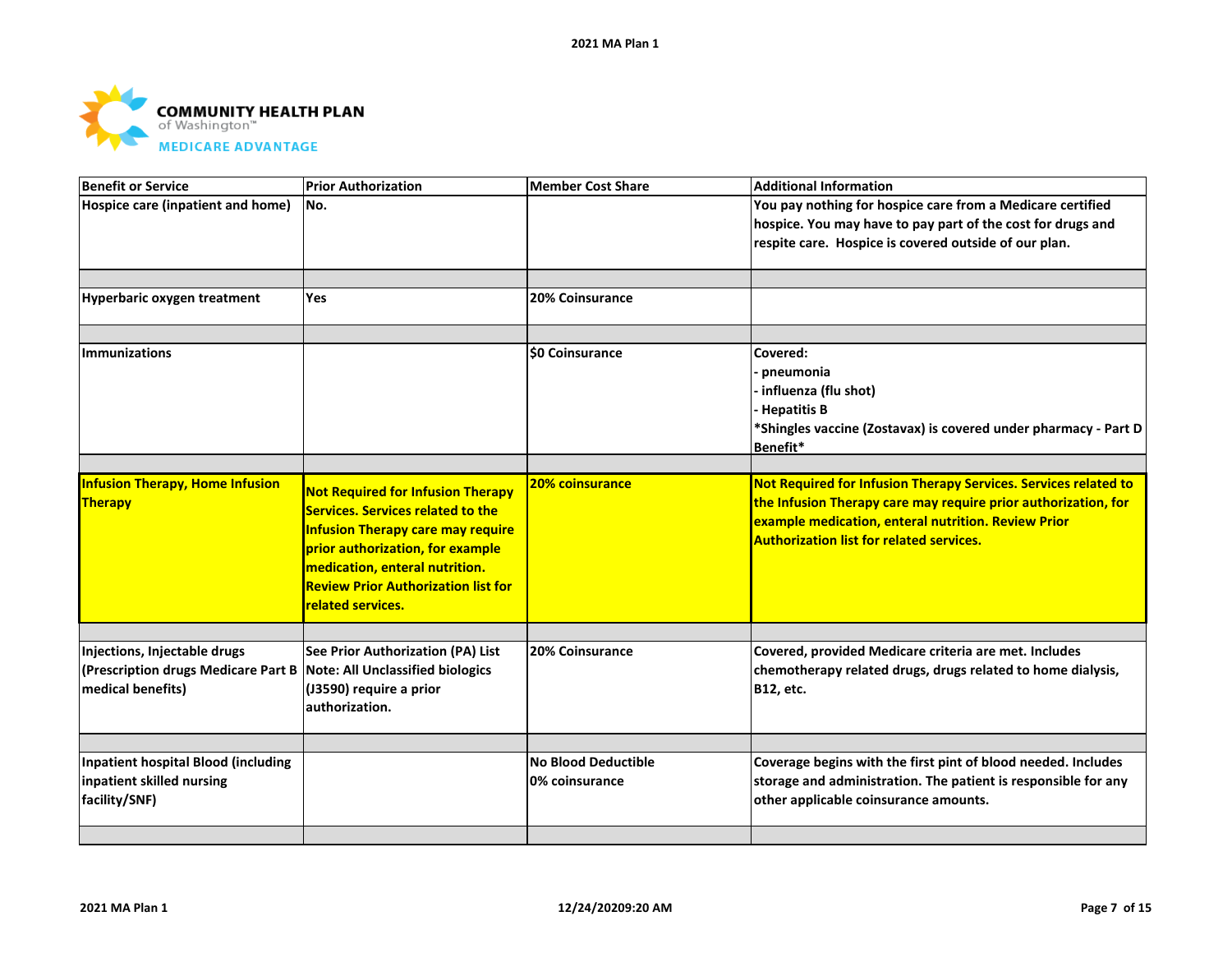| Benefit or Service | Prior Authorization | Member Cost Share | Additional Information |
|---|---|---|---|
| Hospice care (inpatient and home) | No. | | You pay nothing for hospice care from a Medicare certified hospice. You may have to pay part of the cost for drugs and respite care. Hospice is covered outside of our plan. |
| | | | |
| Hyperbaric oxygen treatment | Yes | 20% Coinsurance | |
| | | | |
| Immunizations | | $0 Coinsurance | Covered:<br>- pneumonia<br>- influenza (flu shot)<br>- Hepatitis B<br>*Shingles vaccine (Zostavax) is covered under pharmacy - Part D Benefit* |
| | | | |
| Infusion Therapy, Home Infusion Therapy | Not Required for Infusion Therapy Services. Services related to the Infusion Therapy care may require prior authorization, for example medication, enteral nutrition. Review Prior Authorization list for related services. | 20% coinsurance | Not Required for Infusion Therapy Services. Services related to the Infusion Therapy care may require prior authorization, for example medication, enteral nutrition. Review Prior Authorization list for related services. |
| | | | |
| Injections, Injectable drugs (Prescription drugs Medicare Part B medical benefits) | See Prior Authorization (PA) List<br>Note: All Unclassified biologics (J3590) require a prior authorization. | 20% Coinsurance | Covered, provided Medicare criteria are met. Includes chemotherapy related drugs, drugs related to home dialysis, B12, etc. |
| | | | |
| Inpatient hospital Blood (including inpatient skilled nursing facility/SNF) | | No Blood Deductible<br>0% coinsurance | Coverage begins with the first pint of blood needed. Includes storage and administration. The patient is responsible for any other applicable coinsurance amounts. |
| | | | |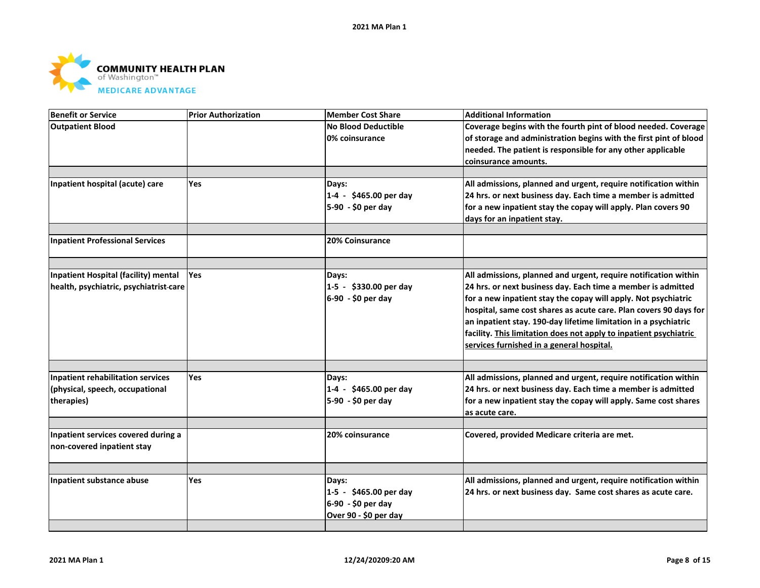**COMMUNITY HEALTH PLAN**
of Washington™
**MEDICARE ADVANTAGE**

| Benefit or Service | Prior Authorization | Member Cost Share | Additional Information |
|---|---|---|---|
| **Outpatient Blood** | | **No Blood Deductible**<br>**0% coinsurance** | **Coverage begins with the fourth pint of blood needed. Coverage of storage and administration begins with the first pint of blood needed. The patient is responsible for any other applicable coinsurance amounts.** |
| | | | |
| **Inpatient hospital (acute) care** | **Yes** | **Days:**<br>**1-4 - $465.00 per day**<br>**5-90 - $0 per day** | **All admissions, planned and urgent, require notification within 24 hrs. or next business day. Each time a member is admitted for a new inpatient stay the copay will apply. Plan covers 90 days for an inpatient stay.** |
| | | | |
| **Inpatient Professional Services** | | **20% Coinsurance** | |
| | | | |
| **Inpatient Hospital (facility) mental health, psychiatric, psychiatrist care** | **Yes** | **Days:**<br>**1-5 - $330.00 per day**<br>**6-90 - $0 per day** | **All admissions, planned and urgent, require notification within 24 hrs. or next business day. Each time a member is admitted for a new inpatient stay the copay will apply. Not psychiatric hospital, same cost shares as acute care. Plan covers 90 days for an inpatient stay. 190-day lifetime limitation in a psychiatric facility. <u>This limitation does not apply to inpatient psychiatric services furnished in a general hospital.</u>** |
| | | | |
| **Inpatient rehabilitation services (physical, speech, occupational therapies)** | **Yes** | **Days:**<br>**1-4 - $465.00 per day**<br>**5-90 - $0 per day** | **All admissions, planned and urgent, require notification within 24 hrs. or next business day. Each time a member is admitted for a new inpatient stay the copay will apply. Same cost shares as acute care.** |
| | | | |
| **Inpatient services covered during a non-covered inpatient stay** | | **20% coinsurance** | **Covered, provided Medicare criteria are met.** |
| | | | |
| **Inpatient substance abuse** | **Yes** | **Days:**<br>**1-5 - $465.00 per day**<br>**6-90 - $0 per day**<br>**Over 90 - $0 per day** | **All admissions, planned and urgent, require notification within 24 hrs. or next business day. Same cost shares as acute care.** |
| | | | |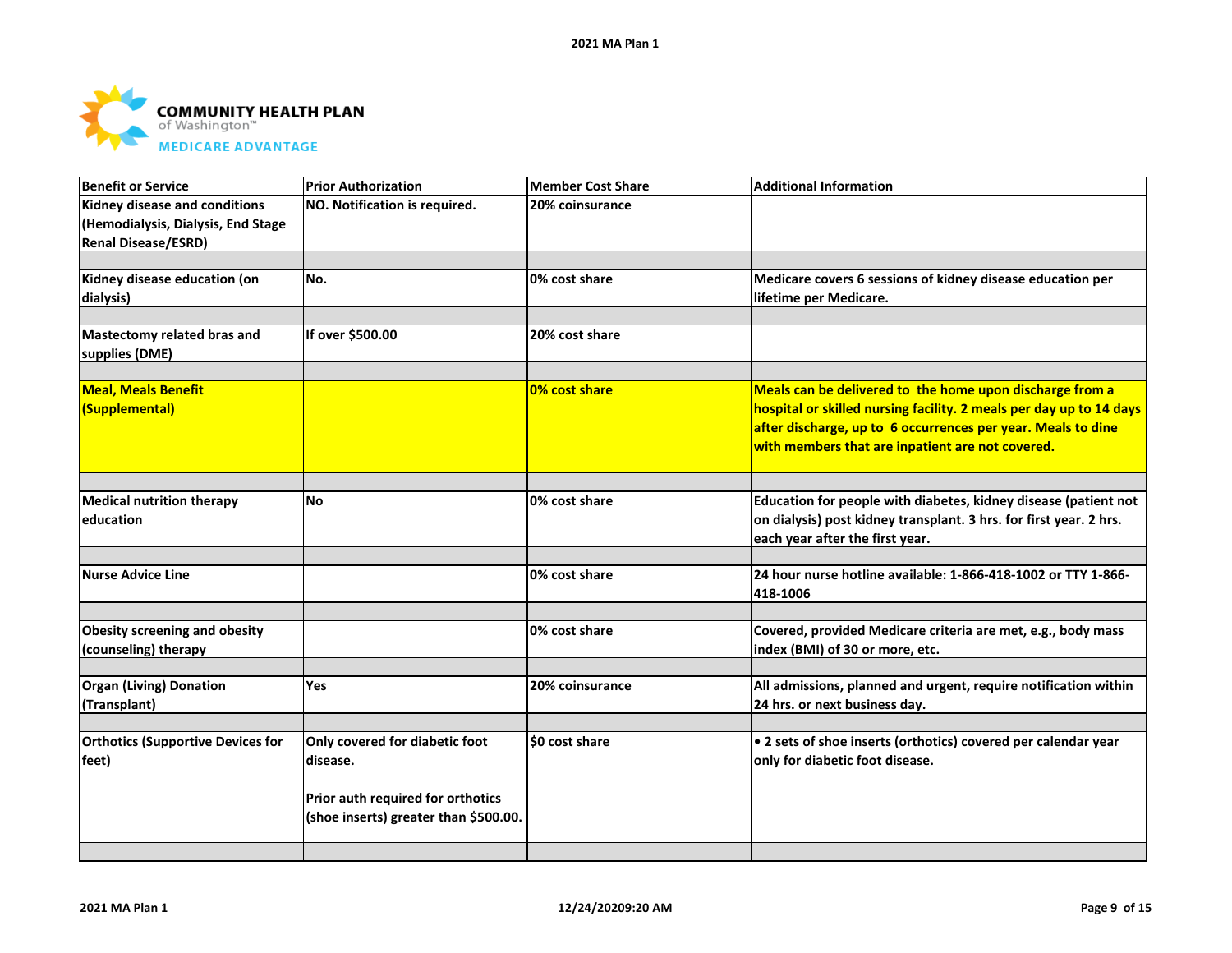COMMUNITY HEALTH PLAN of Washington™ MEDICARE ADVANTAGE

| Benefit or Service | Prior Authorization | Member Cost Share | Additional Information |
|---|---|---|---|
| Kidney disease and conditions (Hemodialysis, Dialysis, End Stage Renal Disease/ESRD) | NO. Notification is required. | 20% coinsurance | |
| Kidney disease education (on dialysis) | No. | 0% cost share | Medicare covers 6 sessions of kidney disease education per lifetime per Medicare. |
| Mastectomy related bras and supplies (DME) | If over $500.00 | 20% cost share | |
| Meal, Meals Benefit (Supplemental) | | 0% cost share | Meals can be delivered to the home upon discharge from a hospital or skilled nursing facility. 2 meals per day up to 14 days after discharge, up to 6 occurrences per year. Meals to dine with members that are inpatient are not covered. |
| Medical nutrition therapy education | No | 0% cost share | Education for people with diabetes, kidney disease (patient not on dialysis) post kidney transplant. 3 hrs. for first year. 2 hrs. each year after the first year. |
| Nurse Advice Line | | 0% cost share | 24 hour nurse hotline available: 1-866-418-1002 or TTY 1-866-418-1006 |
| Obesity screening and obesity (counseling) therapy | | 0% cost share | Covered, provided Medicare criteria are met, e.g., body mass index (BMI) of 30 or more, etc. |
| Organ (Living) Donation (Transplant) | Yes | 20% coinsurance | All admissions, planned and urgent, require notification within 24 hrs. or next business day. |
| Orthotics (Supportive Devices for feet) | Only covered for diabetic foot disease.<br><br>Prior auth required for orthotics (shoe inserts) greater than $500.00. | $0 cost share | • 2 sets of shoe inserts (orthotics) covered per calendar year only for diabetic foot disease. |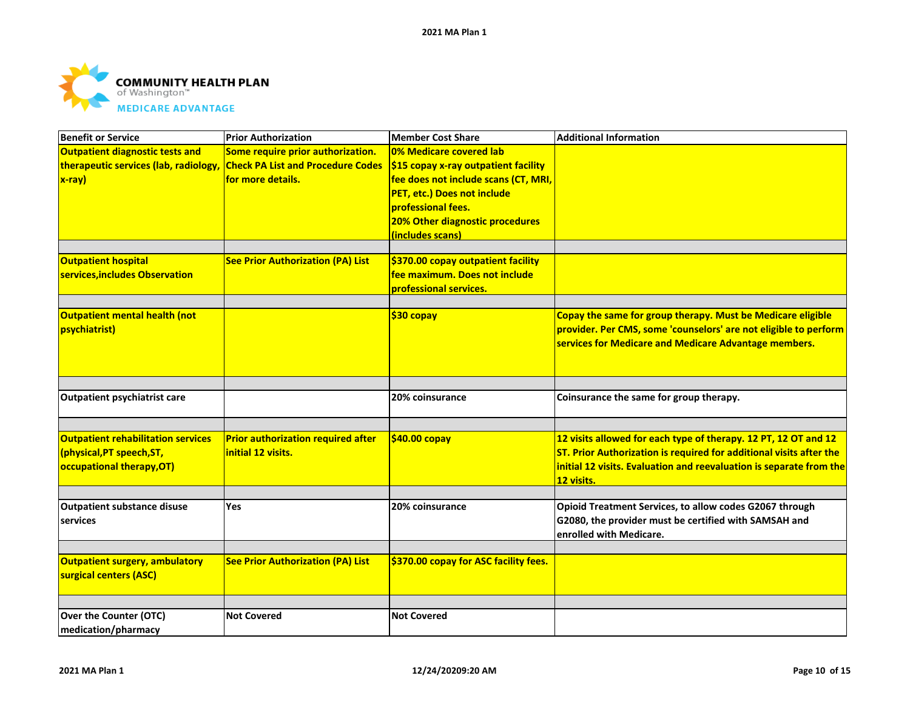**COMMUNITY HEALTH PLAN** of Washington™
**MEDICARE ADVANTAGE**

| Benefit or Service | Prior Authorization | Member Cost Share | Additional Information |
| --- | --- | --- | --- |
| Outpatient diagnostic tests and therapeutic services (lab, radiology, x-ray) | Some require prior authorization. Check PA List and Procedure Codes for more details. | 0% Medicare covered lab<br>$15 copay x-ray outpatient facility fee does not include scans (CT, MRI, PET, etc.) Does not include professional fees.<br>20% Other diagnostic procedures (includes scans) | |
| | | | |
| Outpatient hospital services,includes Observation | See Prior Authorization (PA) List | $370.00 copay outpatient facility fee maximum. Does not include professional services. | |
| | | | |
| Outpatient mental health (not psychiatrist) | | $30 copay | Copay the same for group therapy. Must be Medicare eligible provider. Per CMS, some 'counselors' are not eligible to perform services for Medicare and Medicare Advantage members. |
| | | | |
| Outpatient psychiatrist care | | 20% coinsurance | Coinsurance the same for group therapy. |
| | | | |
| Outpatient rehabilitation services (physical,PT speech,ST, occupational therapy,OT) | Prior authorization required after initial 12 visits. | $40.00 copay | 12 visits allowed for each type of therapy. 12 PT, 12 OT and 12 ST. Prior Authorization is required for additional visits after the initial 12 visits. Evaluation and reevaluation is separate from the 12 visits. |
| | | | |
| Outpatient substance disuse services | Yes | 20% coinsurance | Opioid Treatment Services, to allow codes G2067 through G2080, the provider must be certified with SAMSAH and enrolled with Medicare. |
| | | | |
| Outpatient surgery, ambulatory surgical centers (ASC) | See Prior Authorization (PA) List | $370.00 copay for ASC facility fees. | |
| | | | |
| Over the Counter (OTC) medication/pharmacy | Not Covered | Not Covered | |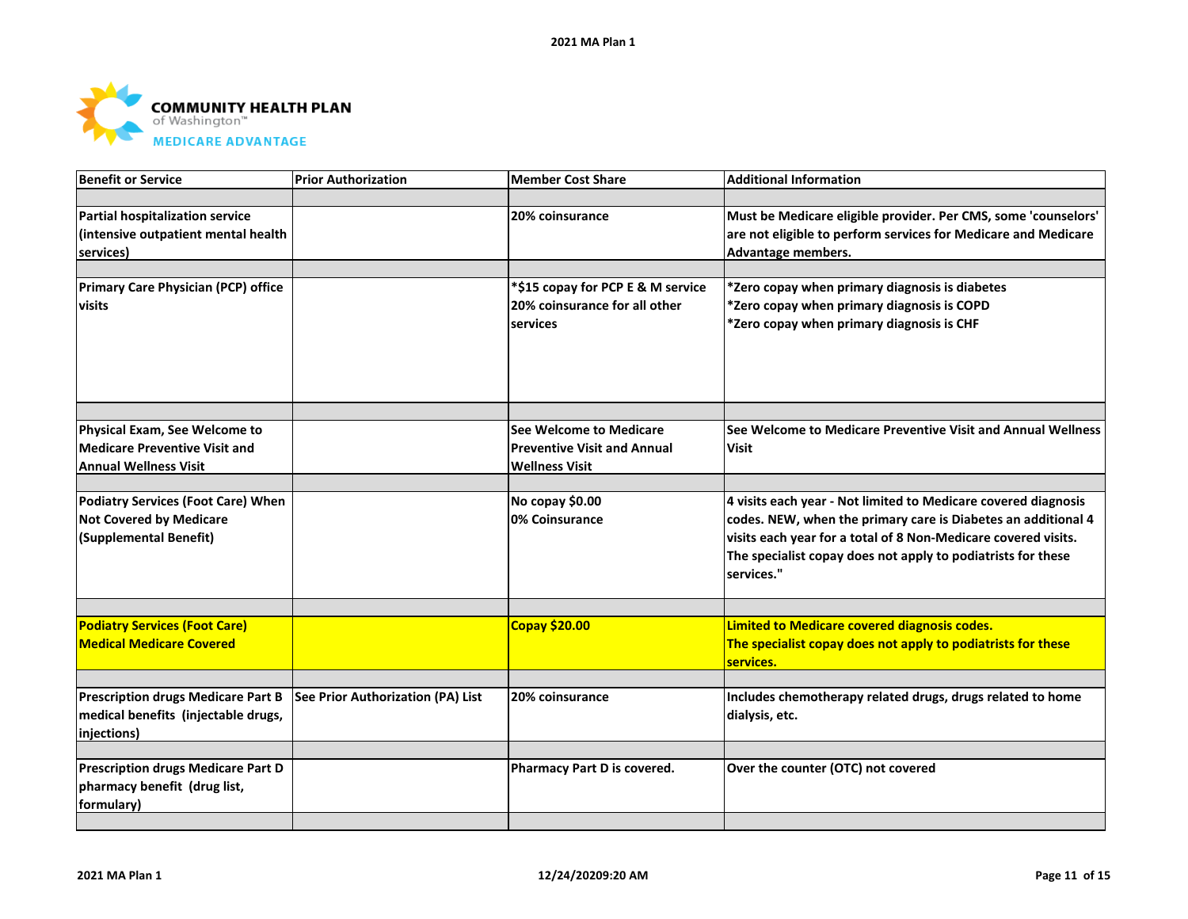**COMMUNITY HEALTH PLAN** of Washington™
**MEDICARE ADVANTAGE**

| Benefit or Service | Prior Authorization | Member Cost Share | Additional Information |
|---|---|---|---|
| Partial hospitalization service (intensive outpatient mental health services) | | 20% coinsurance | Must be Medicare eligible provider. Per CMS, some 'counselors' are not eligible to perform services for Medicare and Medicare Advantage members. |
| Primary Care Physician (PCP) office visits | | *$15 copay for PCP E & M service<br>20% coinsurance for all other services | *Zero copay when primary diagnosis is diabetes<br>*Zero copay when primary diagnosis is COPD<br>*Zero copay when primary diagnosis is CHF |
| Physical Exam, See Welcome to Medicare Preventive Visit and Annual Wellness Visit | | See Welcome to Medicare Preventive Visit and Annual Wellness Visit | See Welcome to Medicare Preventive Visit and Annual Wellness Visit |
| Podiatry Services (Foot Care) When Not Covered by Medicare (Supplemental Benefit) | | No copay $0.00<br>0% Coinsurance | 4 visits each year - Not limited to Medicare covered diagnosis codes. NEW, when the primary care is Diabetes an additional 4 visits each year for a total of 8 Non-Medicare covered visits. The specialist copay does not apply to podiatrists for these services." |
| Podiatry Services (Foot Care) Medical Medicare Covered | | Copay $20.00 | Limited to Medicare covered diagnosis codes.<br>The specialist copay does not apply to podiatrists for these services. |
| Prescription drugs Medicare Part B medical benefits (injectable drugs, injections) | See Prior Authorization (PA) List | 20% coinsurance | Includes chemotherapy related drugs, drugs related to home dialysis, etc. |
| Prescription drugs Medicare Part D pharmacy benefit (drug list, formulary) | | Pharmacy Part D is covered. | Over the counter (OTC) not covered |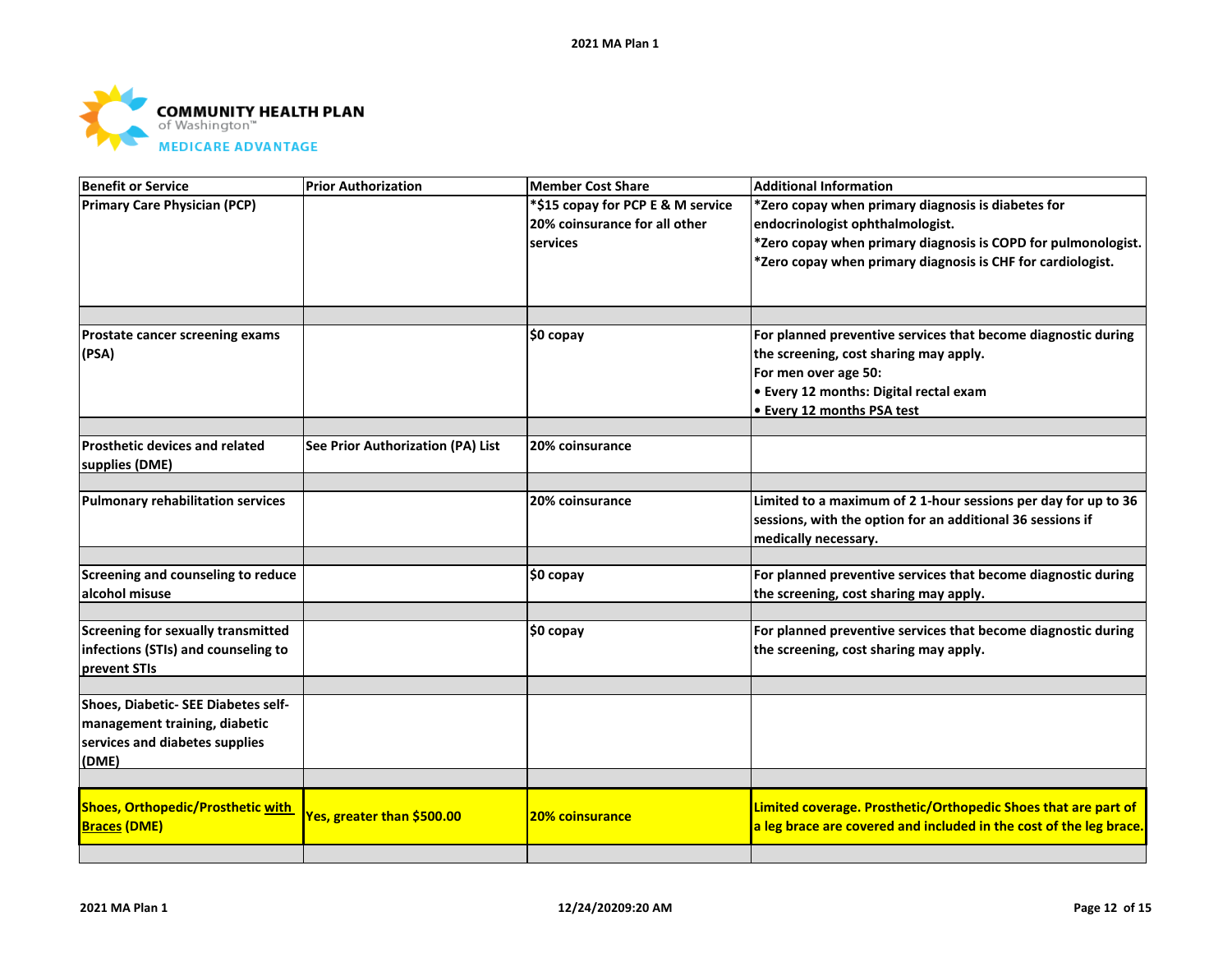**COMMUNITY HEALTH PLAN** of Washington™ **MEDICARE ADVANTAGE**

| Benefit or Service | Prior Authorization | Member Cost Share | Additional Information |
|---|---|---|---|
| Primary Care Physician (PCP) | | *$15 copay for PCP E & M service<br>20% coinsurance for all other services | *Zero copay when primary diagnosis is diabetes for endocrinologist ophthalmologist.<br>*Zero copay when primary diagnosis is COPD for pulmonologist.<br>*Zero copay when primary diagnosis is CHF for cardiologist. |
| | | | |
| Prostate cancer screening exams (PSA) | | $0 copay | For planned preventive services that become diagnostic during the screening, cost sharing may apply.<br>For men over age 50:<br>• Every 12 months: Digital rectal exam<br>• Every 12 months PSA test |
| | | | |
| Prosthetic devices and related supplies (DME) | See Prior Authorization (PA) List | 20% coinsurance | |
| | | | |
| Pulmonary rehabilitation services | | 20% coinsurance | Limited to a maximum of 2 1-hour sessions per day for up to 36 sessions, with the option for an additional 36 sessions if medically necessary. |
| | | | |
| Screening and counseling to reduce alcohol misuse | | $0 copay | For planned preventive services that become diagnostic during the screening, cost sharing may apply. |
| | | | |
| Screening for sexually transmitted infections (STIs) and counseling to prevent STIs | | $0 copay | For planned preventive services that become diagnostic during the screening, cost sharing may apply. |
| | | | |
| Shoes, Diabetic- SEE Diabetes self-management training, diabetic services and diabetes supplies (DME) | | | |
| | | | |
| Shoes, Orthopedic/Prosthetic with Braces (DME) | Yes, greater than $500.00 | 20% coinsurance | Limited coverage. Prosthetic/Orthopedic Shoes that are part of a leg brace are covered and included in the cost of the leg brace. |
| | | | |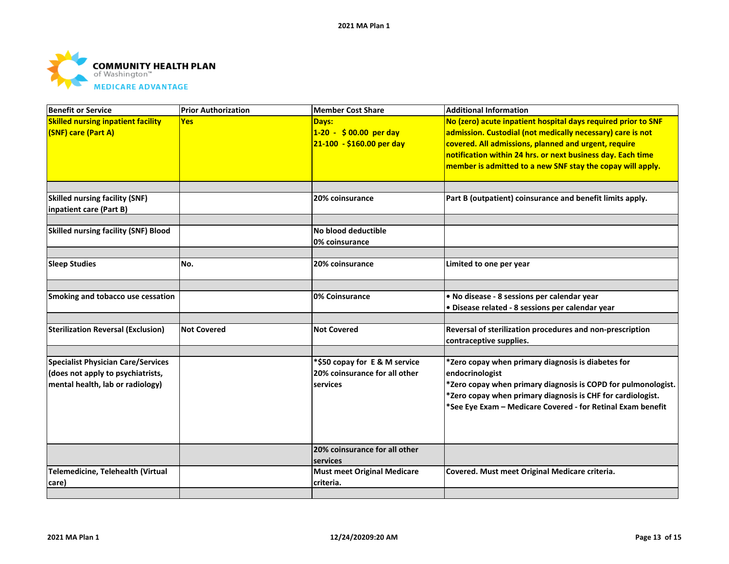COMMUNITY HEALTH PLAN of Washington™ MEDICARE ADVANTAGE

| Benefit or Service | Prior Authorization | Member Cost Share | Additional Information |
|---|---|---|---|
| **Skilled nursing inpatient facility (SNF) care (Part A)** | **Yes** | **Days:**<br>**1-20 - $ 00.00 per day**<br>**21-100 - $160.00 per day** | **No (zero) acute inpatient hospital days required prior to SNF admission. Custodial (not medically necessary) care is not covered. All admissions, planned and urgent, require notification within 24 hrs. or next business day. Each time member is admitted to a new SNF stay the copay will apply.** |
| | | | |
| **Skilled nursing facility (SNF) inpatient care (Part B)** | | **20% coinsurance** | **Part B (outpatient) coinsurance and benefit limits apply.** |
| | | | |
| **Skilled nursing facility (SNF) Blood** | | **No blood deductible**<br>**0% coinsurance** | |
| | | | |
| **Sleep Studies** | **No.** | **20% coinsurance** | **Limited to one per year** |
| | | | |
| **Smoking and tobacco use cessation** | | **0% Coinsurance** | **• No disease - 8 sessions per calendar year**<br>**• Disease related - 8 sessions per calendar year** |
| | | | |
| **Sterilization Reversal (Exclusion)** | **Not Covered** | **Not Covered** | **Reversal of sterilization procedures and non-prescription contraceptive supplies.** |
| | | | |
| **Specialist Physician Care/Services (does not apply to psychiatrists, mental health, lab or radiology)** | | **\*$50 copay for E & M service**<br>**20% coinsurance for all other services** | **\*Zero copay when primary diagnosis is diabetes for endocrinologist**<br>**\*Zero copay when primary diagnosis is COPD for pulmonologist.**<br>**\*Zero copay when primary diagnosis is CHF for cardiologist.**<br>**\*See Eye Exam – Medicare Covered - for Retinal Exam benefit** |
| | | **20% coinsurance for all other services** | |
| **Telemedicine, Telehealth (Virtual care)** | | **Must meet Original Medicare criteria.** | **Covered. Must meet Original Medicare criteria.** |
| | | | |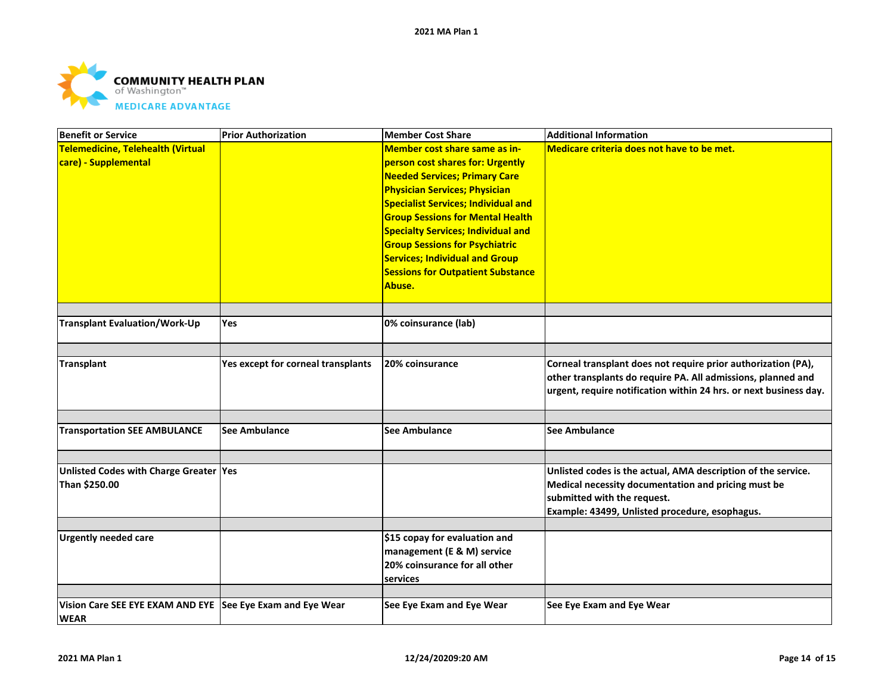| Benefit or Service | Prior Authorization | Member Cost Share | Additional Information |
|---|---|---|---|
| Telemedicine, Telehealth (Virtual care) - Supplemental | | Member cost share same as in-person cost shares for: Urgently Needed Services; Primary Care Physician Services; Physician Specialist Services; Individual and Group Sessions for Mental Health Specialty Services; Individual and Group Sessions for Psychiatric Services; Individual and Group Sessions for Outpatient Substance Abuse. | Medicare criteria does not have to be met. |
| | | | |
| Transplant Evaluation/Work-Up | Yes | 0% coinsurance (lab) | |
| | | | |
| Transplant | Yes except for corneal transplants | 20% coinsurance | Corneal transplant does not require prior authorization (PA), other transplants do require PA. All admissions, planned and urgent, require notification within 24 hrs. or next business day. |
| | | | |
| Transportation SEE AMBULANCE | See Ambulance | See Ambulance | See Ambulance |
| | | | |
| Unlisted Codes with Charge Greater Than $250.00 | Yes | | Unlisted codes is the actual, AMA description of the service. Medical necessity documentation and pricing must be submitted with the request.<br>Example: 43499, Unlisted procedure, esophagus. |
| | | | |
| Urgently needed care | | $15 copay for evaluation and management (E & M) service<br>20% coinsurance for all other services | |
| | | | |
| Vision Care SEE EYE EXAM AND EYE WEAR | See Eye Exam and Eye Wear | See Eye Exam and Eye Wear | See Eye Exam and Eye Wear |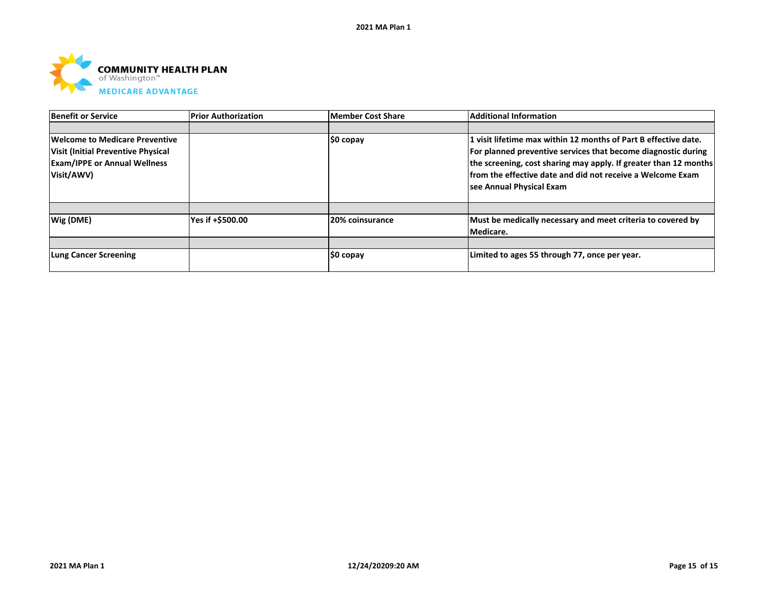COMMUNITY HEALTH PLAN of Washington™ MEDICARE ADVANTAGE

| Benefit or Service | Prior Authorization | Member Cost Share | Additional Information |
|---|---|---|---|
| | | | |
| Welcome to Medicare Preventive Visit (Initial Preventive Physical Exam/IPPE or Annual Wellness Visit/AWV) | | $0 copay | 1 visit lifetime max within 12 months of Part B effective date. For planned preventive services that become diagnostic during the screening, cost sharing may apply. If greater than 12 months from the effective date and did not receive a Welcome Exam see Annual Physical Exam |
| | | | |
| Wig (DME) | Yes if +$500.00 | 20% coinsurance | Must be medically necessary and meet criteria to covered by Medicare. |
| | | | |
| Lung Cancer Screening | | $0 copay | Limited to ages 55 through 77, once per year. |